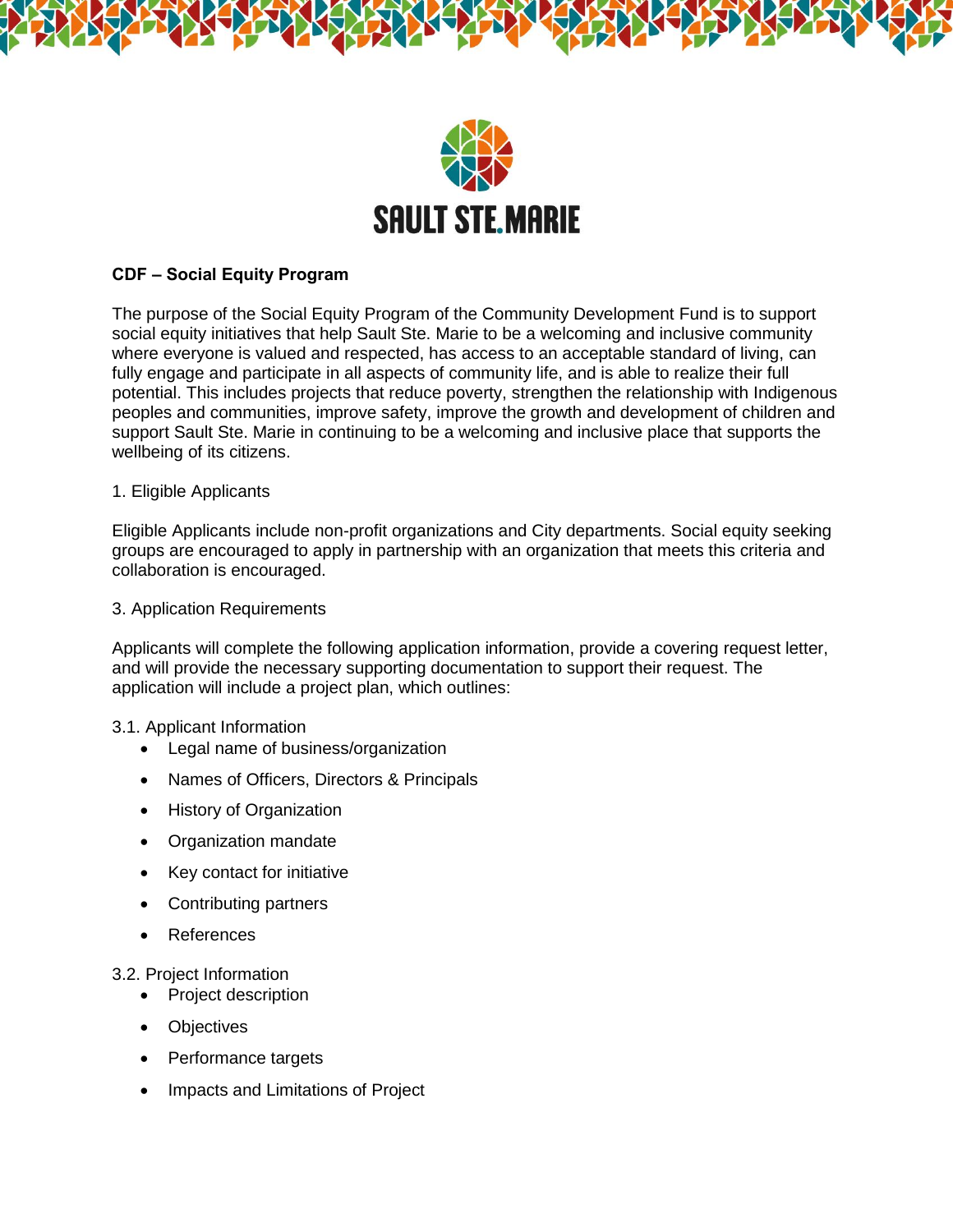SAULT STE.MARIE

**CDF – Social Equity Program**

The purpose of the Social Equity Program of the Community Development Fund is to support social equity initiatives that help Sault Ste. Marie to be a welcoming and inclusive community where everyone is valued and respected, has access to an acceptable standard of living, can fully engage and participate in all aspects of community life, and is able to realize their full potential. This includes projects that reduce poverty, strengthen the relationship with Indigenous peoples and communities, improve safety, improve the growth and development of children and support Sault Ste. Marie in continuing to be a welcoming and inclusive place that supports the wellbeing of its citizens.

1. Eligible Applicants

Eligible Applicants include non-profit organizations and City departments. Social equity seeking groups are encouraged to apply in partnership with an organization that meets this criteria and collaboration is encouraged.

3. Application Requirements

Applicants will complete the following application information, provide a covering request letter, and will provide the necessary supporting documentation to support their request. The application will include a project plan, which outlines:

3.1. Applicant Information

- Legal name of business/organization
- Names of Officers, Directors & Principals
- History of Organization
- Organization mandate
- Key contact for initiative
- Contributing partners
- References

3.2. Project Information

- Project description
- Objectives
- Performance targets
- Impacts and Limitations of Project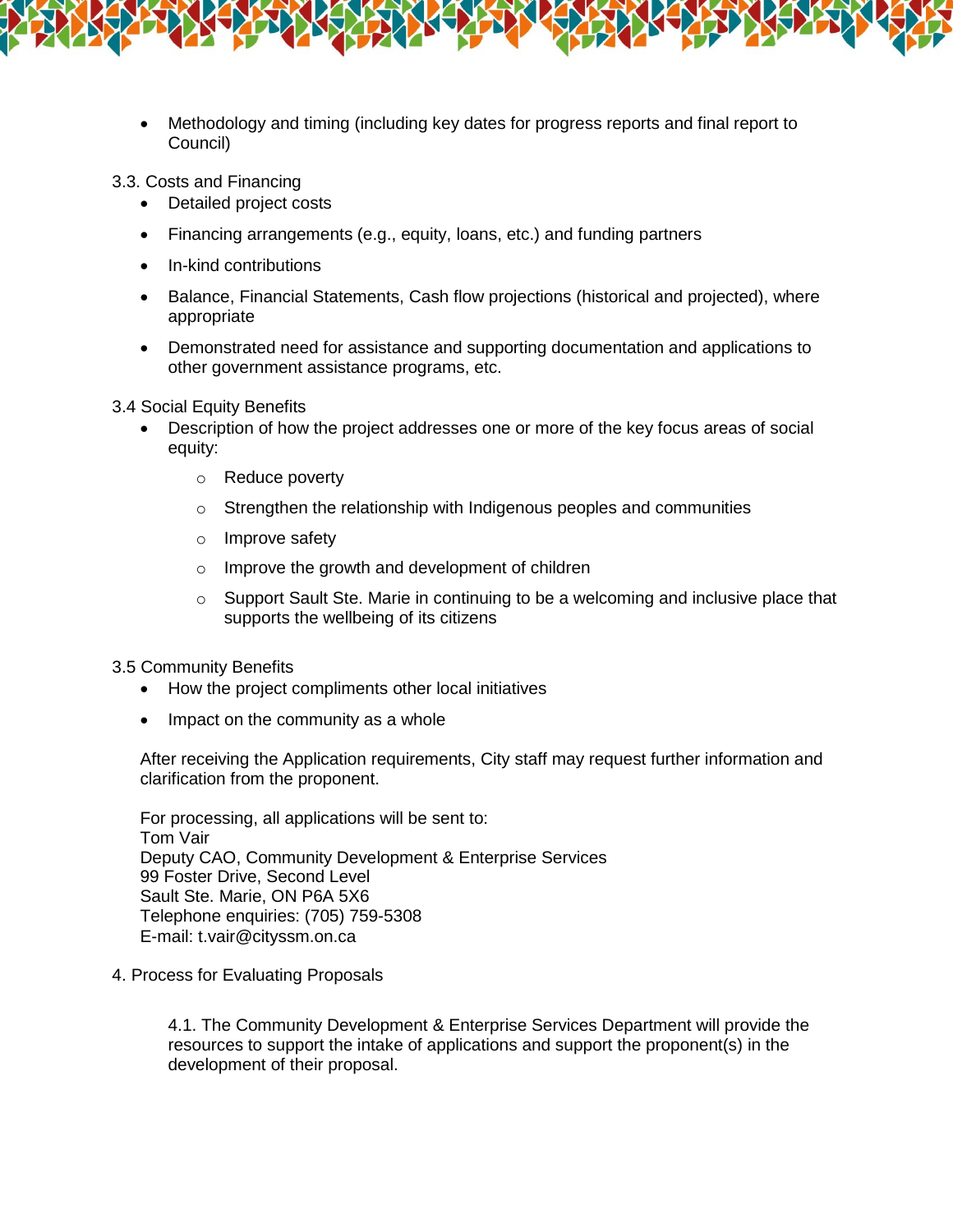- Methodology and timing (including key dates for progress reports and final report to Council)

3.3. Costs and Financing

- Detailed project costs
- Financing arrangements (e.g., equity, loans, etc.) and funding partners
- In-kind contributions
- Balance, Financial Statements, Cash flow projections (historical and projected), where appropriate
- Demonstrated need for assistance and supporting documentation and applications to other government assistance programs, etc.

3.4 Social Equity Benefits

- Description of how the project addresses one or more of the key focus areas of social equity:
  - Reduce poverty
  - Strengthen the relationship with Indigenous peoples and communities
  - Improve safety
  - Improve the growth and development of children
  - Support Sault Ste. Marie in continuing to be a welcoming and inclusive place that supports the wellbeing of its citizens

3.5 Community Benefits

- How the project compliments other local initiatives
- Impact on the community as a whole

After receiving the Application requirements, City staff may request further information and clarification from the proponent.

For processing, all applications will be sent to:
Tom Vair
Deputy CAO, Community Development & Enterprise Services
99 Foster Drive, Second Level
Sault Ste. Marie, ON P6A 5X6
Telephone enquiries: (705) 759-5308
E-mail: t.vair@cityssm.on.ca

4. Process for Evaluating Proposals

4.1. The Community Development & Enterprise Services Department will provide the resources to support the intake of applications and support the proponent(s) in the development of their proposal.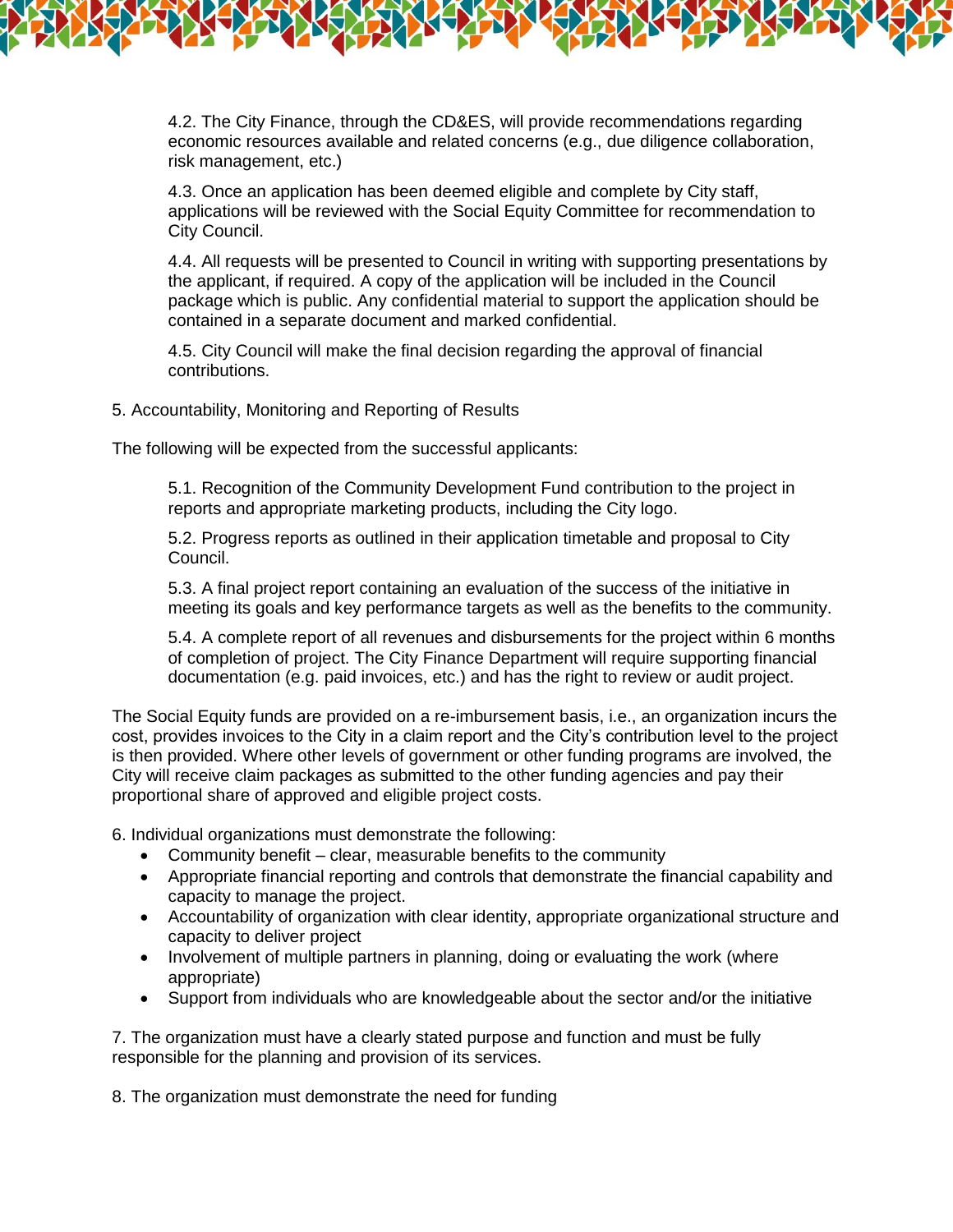4.2. The City Finance, through the CD&ES, will provide recommendations regarding economic resources available and related concerns (e.g., due diligence collaboration, risk management, etc.)

4.3. Once an application has been deemed eligible and complete by City staff, applications will be reviewed with the Social Equity Committee for recommendation to City Council.

4.4. All requests will be presented to Council in writing with supporting presentations by the applicant, if required. A copy of the application will be included in the Council package which is public. Any confidential material to support the application should be contained in a separate document and marked confidential.

4.5. City Council will make the final decision regarding the approval of financial contributions.

5. Accountability, Monitoring and Reporting of Results

The following will be expected from the successful applicants:

5.1. Recognition of the Community Development Fund contribution to the project in reports and appropriate marketing products, including the City logo.

5.2. Progress reports as outlined in their application timetable and proposal to City Council.

5.3. A final project report containing an evaluation of the success of the initiative in meeting its goals and key performance targets as well as the benefits to the community.

5.4. A complete report of all revenues and disbursements for the project within 6 months of completion of project. The City Finance Department will require supporting financial documentation (e.g. paid invoices, etc.) and has the right to review or audit project.

The Social Equity funds are provided on a re-imbursement basis, i.e., an organization incurs the cost, provides invoices to the City in a claim report and the City's contribution level to the project is then provided. Where other levels of government or other funding programs are involved, the City will receive claim packages as submitted to the other funding agencies and pay their proportional share of approved and eligible project costs.

6. Individual organizations must demonstrate the following:

- Community benefit – clear, measurable benefits to the community
- Appropriate financial reporting and controls that demonstrate the financial capability and capacity to manage the project.
- Accountability of organization with clear identity, appropriate organizational structure and capacity to deliver project
- Involvement of multiple partners in planning, doing or evaluating the work (where appropriate)
- Support from individuals who are knowledgeable about the sector and/or the initiative

7. The organization must have a clearly stated purpose and function and must be fully responsible for the planning and provision of its services.

8. The organization must demonstrate the need for funding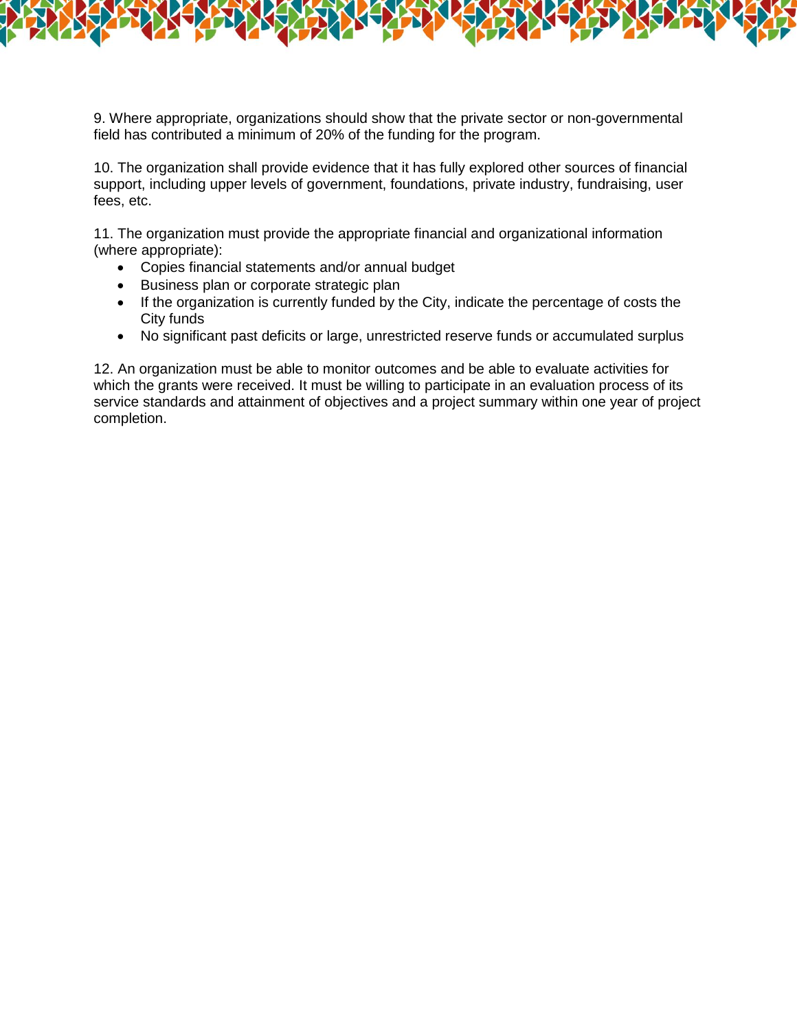9. Where appropriate, organizations should show that the private sector or non-governmental field has contributed a minimum of 20% of the funding for the program.

10. The organization shall provide evidence that it has fully explored other sources of financial support, including upper levels of government, foundations, private industry, fundraising, user fees, etc.

11. The organization must provide the appropriate financial and organizational information (where appropriate):

- Copies financial statements and/or annual budget
- Business plan or corporate strategic plan
- If the organization is currently funded by the City, indicate the percentage of costs the City funds
- No significant past deficits or large, unrestricted reserve funds or accumulated surplus

12. An organization must be able to monitor outcomes and be able to evaluate activities for which the grants were received. It must be willing to participate in an evaluation process of its service standards and attainment of objectives and a project summary within one year of project completion.